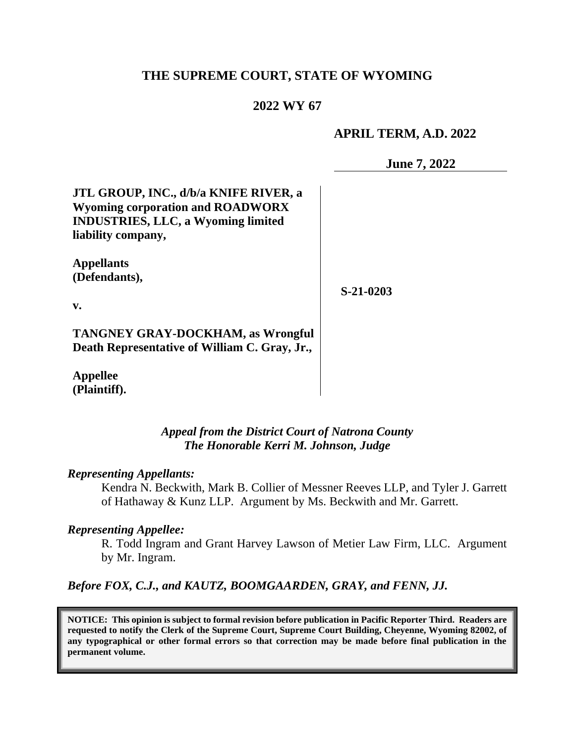# THE SUPREME COURT, STATE OF WYOMING

## 2022 WY 67

**APRIL TERM, A.D. 2022**

**June 7, 2022**

**JTL GROUP, INC., d/b/a KNIFE RIVER, a Wyoming corporation and ROADWORX INDUSTRIES, LLC, a Wyoming limited liability company,**

**Appellants (Defendants),**

**v.**

**TANGNEY GRAY-DOCKHAM, as Wrongful Death Representative of William C. Gray, Jr.,**

**Appellee (Plaintiff).**

**S-21-0203**

*Appeal from the District Court of Natrona County*
*The Honorable Kerri M. Johnson, Judge*

*Representing Appellants:*

Kendra N. Beckwith, Mark B. Collier of Messner Reeves LLP, and Tyler J. Garrett of Hathaway & Kunz LLP. Argument by Ms. Beckwith and Mr. Garrett.

*Representing Appellee:*

R. Todd Ingram and Grant Harvey Lawson of Metier Law Firm, LLC. Argument by Mr. Ingram.

*Before FOX, C.J., and KAUTZ, BOOMGAARDEN, GRAY, and FENN, JJ.*

**NOTICE: This opinion is subject to formal revision before publication in Pacific Reporter Third. Readers are requested to notify the Clerk of the Supreme Court, Supreme Court Building, Cheyenne, Wyoming 82002, of any typographical or other formal errors so that correction may be made before final publication in the permanent volume.**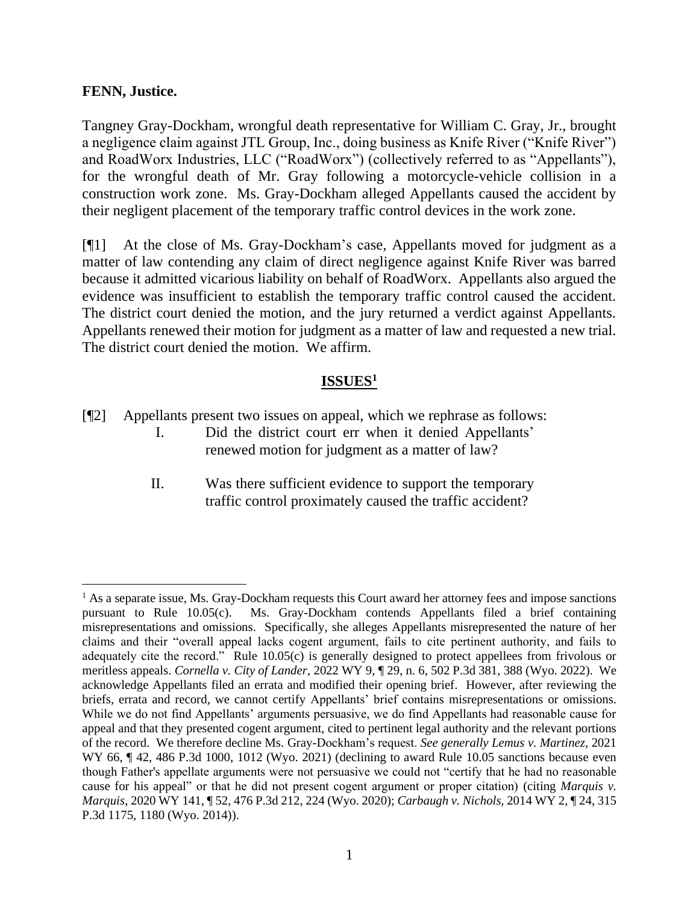**FENN, Justice.**

Tangney Gray-Dockham, wrongful death representative for William C. Gray, Jr., brought a negligence claim against JTL Group, Inc., doing business as Knife River ("Knife River") and RoadWorx Industries, LLC ("RoadWorx") (collectively referred to as "Appellants"), for the wrongful death of Mr. Gray following a motorcycle-vehicle collision in a construction work zone. Ms. Gray-Dockham alleged Appellants caused the accident by their negligent placement of the temporary traffic control devices in the work zone.

[¶1] At the close of Ms. Gray-Dockham's case, Appellants moved for judgment as a matter of law contending any claim of direct negligence against Knife River was barred because it admitted vicarious liability on behalf of RoadWorx. Appellants also argued the evidence was insufficient to establish the temporary traffic control caused the accident. The district court denied the motion, and the jury returned a verdict against Appellants. Appellants renewed their motion for judgment as a matter of law and requested a new trial. The district court denied the motion. We affirm.

## ISSUES[1]

[¶2] Appellants present two issues on appeal, which we rephrase as follows:

I. Did the district court err when it denied Appellants' renewed motion for judgment as a matter of law?

II. Was there sufficient evidence to support the temporary traffic control proximately caused the traffic accident?

---

[1] As a separate issue, Ms. Gray-Dockham requests this Court award her attorney fees and impose sanctions pursuant to Rule 10.05(c). Ms. Gray-Dockham contends Appellants filed a brief containing misrepresentations and omissions. Specifically, she alleges Appellants misrepresented the nature of her claims and their "overall appeal lacks cogent argument, fails to cite pertinent authority, and fails to adequately cite the record." Rule 10.05(c) is generally designed to protect appellees from frivolous or meritless appeals. *Cornella v. City of Lander*, 2022 WY 9, ¶ 29, n. 6, 502 P.3d 381, 388 (Wyo. 2022). We acknowledge Appellants filed an errata and modified their opening brief. However, after reviewing the briefs, errata and record, we cannot certify Appellants' brief contains misrepresentations or omissions. While we do not find Appellants' arguments persuasive, we do find Appellants had reasonable cause for appeal and that they presented cogent argument, cited to pertinent legal authority and the relevant portions of the record. We therefore decline Ms. Gray-Dockham's request. *See generally Lemus v. Martinez*, 2021 WY 66, ¶ 42, 486 P.3d 1000, 1012 (Wyo. 2021) (declining to award Rule 10.05 sanctions because even though Father's appellate arguments were not persuasive we could not "certify that he had no reasonable cause for his appeal" or that he did not present cogent argument or proper citation) (citing *Marquis v. Marquis*, 2020 WY 141, ¶ 52, 476 P.3d 212, 224 (Wyo. 2020); *Carbaugh v. Nichols*, 2014 WY 2, ¶ 24, 315 P.3d 1175, 1180 (Wyo. 2014)).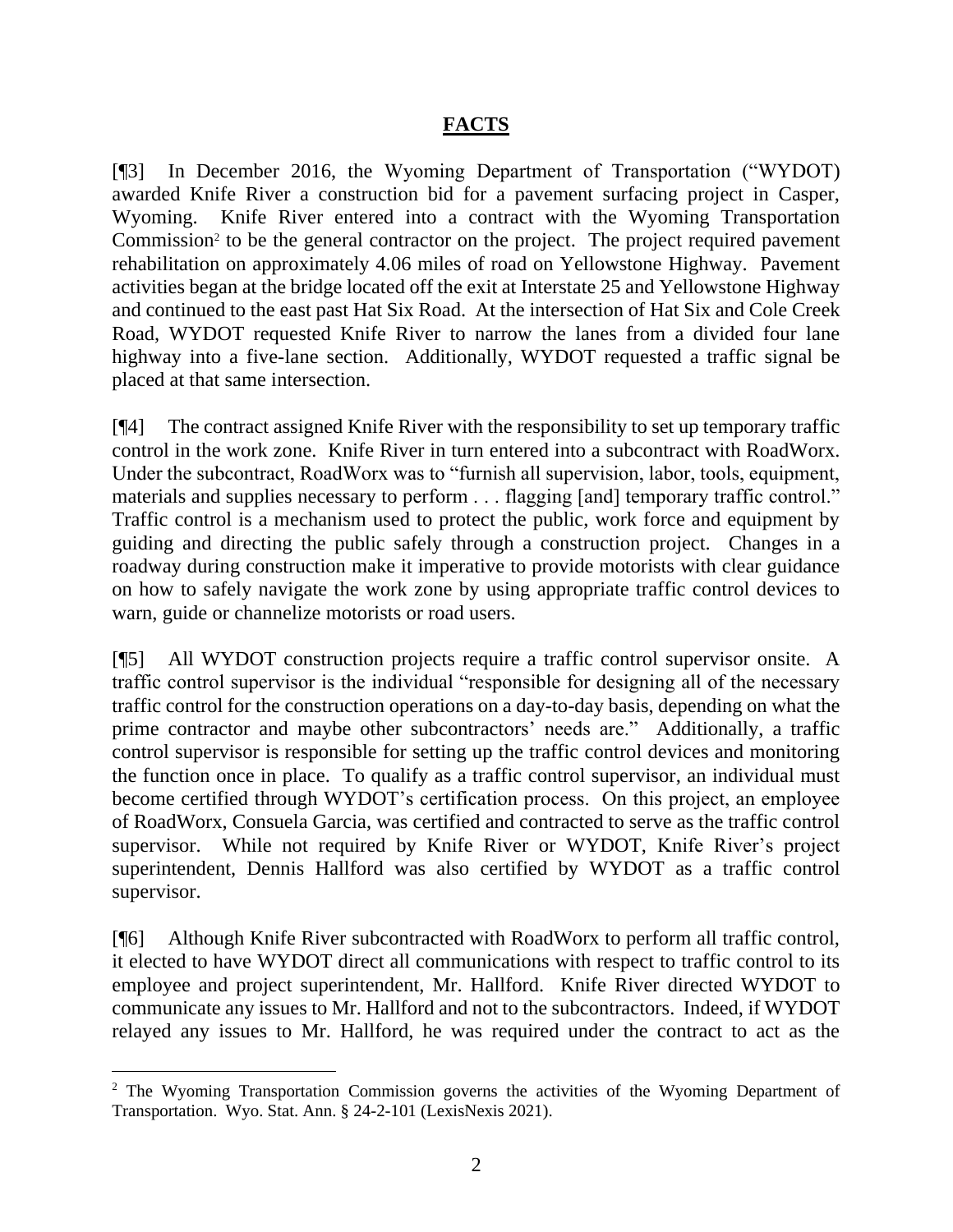## FACTS

[¶3] In December 2016, the Wyoming Department of Transportation ("WYDOT) awarded Knife River a construction bid for a pavement surfacing project in Casper, Wyoming. Knife River entered into a contract with the Wyoming Transportation Commission[2] to be the general contractor on the project. The project required pavement rehabilitation on approximately 4.06 miles of road on Yellowstone Highway. Pavement activities began at the bridge located off the exit at Interstate 25 and Yellowstone Highway and continued to the east past Hat Six Road. At the intersection of Hat Six and Cole Creek Road, WYDOT requested Knife River to narrow the lanes from a divided four lane highway into a five-lane section. Additionally, WYDOT requested a traffic signal be placed at that same intersection.

[¶4] The contract assigned Knife River with the responsibility to set up temporary traffic control in the work zone. Knife River in turn entered into a subcontract with RoadWorx. Under the subcontract, RoadWorx was to "furnish all supervision, labor, tools, equipment, materials and supplies necessary to perform . . . flagging [and] temporary traffic control." Traffic control is a mechanism used to protect the public, work force and equipment by guiding and directing the public safely through a construction project. Changes in a roadway during construction make it imperative to provide motorists with clear guidance on how to safely navigate the work zone by using appropriate traffic control devices to warn, guide or channelize motorists or road users.

[¶5] All WYDOT construction projects require a traffic control supervisor onsite. A traffic control supervisor is the individual "responsible for designing all of the necessary traffic control for the construction operations on a day-to-day basis, depending on what the prime contractor and maybe other subcontractors' needs are." Additionally, a traffic control supervisor is responsible for setting up the traffic control devices and monitoring the function once in place. To qualify as a traffic control supervisor, an individual must become certified through WYDOT's certification process. On this project, an employee of RoadWorx, Consuela Garcia, was certified and contracted to serve as the traffic control supervisor. While not required by Knife River or WYDOT, Knife River's project superintendent, Dennis Hallford was also certified by WYDOT as a traffic control supervisor.

[¶6] Although Knife River subcontracted with RoadWorx to perform all traffic control, it elected to have WYDOT direct all communications with respect to traffic control to its employee and project superintendent, Mr. Hallford. Knife River directed WYDOT to communicate any issues to Mr. Hallford and not to the subcontractors. Indeed, if WYDOT relayed any issues to Mr. Hallford, he was required under the contract to act as the

[2] The Wyoming Transportation Commission governs the activities of the Wyoming Department of Transportation. Wyo. Stat. Ann. § 24-2-101 (LexisNexis 2021).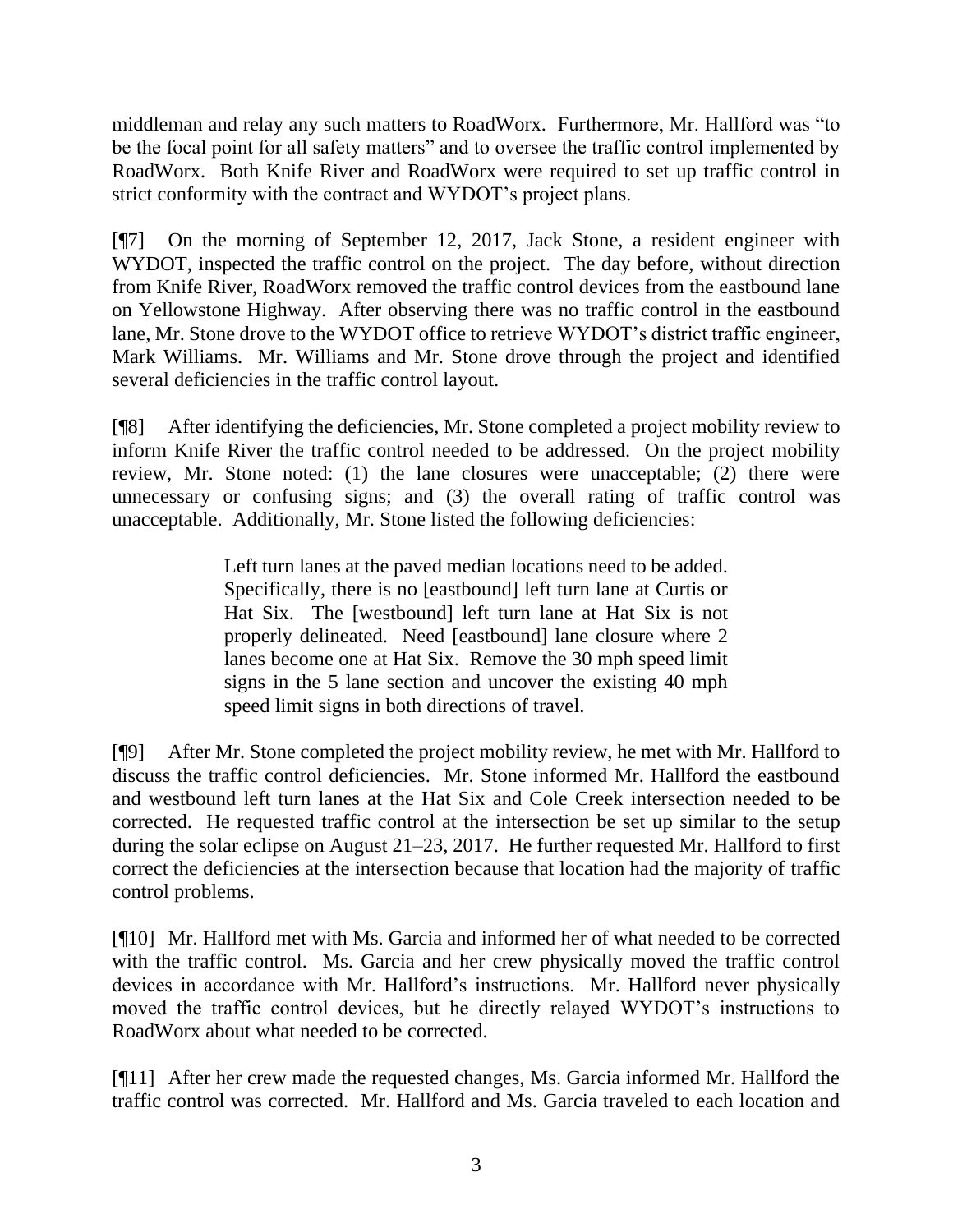middleman and relay any such matters to RoadWorx. Furthermore, Mr. Hallford was "to be the focal point for all safety matters" and to oversee the traffic control implemented by RoadWorx. Both Knife River and RoadWorx were required to set up traffic control in strict conformity with the contract and WYDOT's project plans.

[¶7] On the morning of September 12, 2017, Jack Stone, a resident engineer with WYDOT, inspected the traffic control on the project. The day before, without direction from Knife River, RoadWorx removed the traffic control devices from the eastbound lane on Yellowstone Highway. After observing there was no traffic control in the eastbound lane, Mr. Stone drove to the WYDOT office to retrieve WYDOT's district traffic engineer, Mark Williams. Mr. Williams and Mr. Stone drove through the project and identified several deficiencies in the traffic control layout.

[¶8] After identifying the deficiencies, Mr. Stone completed a project mobility review to inform Knife River the traffic control needed to be addressed. On the project mobility review, Mr. Stone noted: (1) the lane closures were unacceptable; (2) there were unnecessary or confusing signs; and (3) the overall rating of traffic control was unacceptable. Additionally, Mr. Stone listed the following deficiencies:

> Left turn lanes at the paved median locations need to be added. Specifically, there is no [eastbound] left turn lane at Curtis or Hat Six. The [westbound] left turn lane at Hat Six is not properly delineated. Need [eastbound] lane closure where 2 lanes become one at Hat Six. Remove the 30 mph speed limit signs in the 5 lane section and uncover the existing 40 mph speed limit signs in both directions of travel.

[¶9] After Mr. Stone completed the project mobility review, he met with Mr. Hallford to discuss the traffic control deficiencies. Mr. Stone informed Mr. Hallford the eastbound and westbound left turn lanes at the Hat Six and Cole Creek intersection needed to be corrected. He requested traffic control at the intersection be set up similar to the setup during the solar eclipse on August 21–23, 2017. He further requested Mr. Hallford to first correct the deficiencies at the intersection because that location had the majority of traffic control problems.

[¶10] Mr. Hallford met with Ms. Garcia and informed her of what needed to be corrected with the traffic control. Ms. Garcia and her crew physically moved the traffic control devices in accordance with Mr. Hallford's instructions. Mr. Hallford never physically moved the traffic control devices, but he directly relayed WYDOT's instructions to RoadWorx about what needed to be corrected.

[¶11] After her crew made the requested changes, Ms. Garcia informed Mr. Hallford the traffic control was corrected. Mr. Hallford and Ms. Garcia traveled to each location and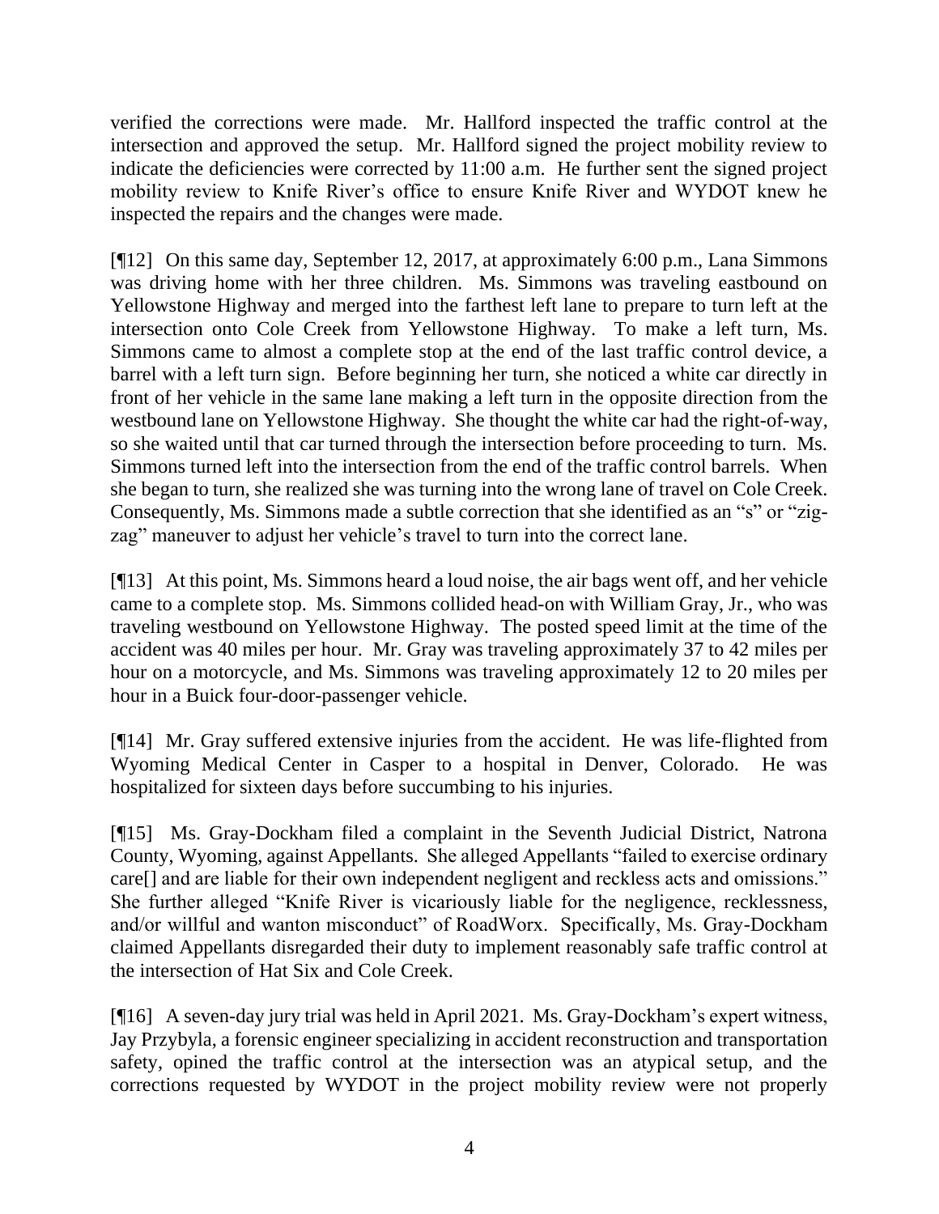verified the corrections were made. Mr. Hallford inspected the traffic control at the intersection and approved the setup. Mr. Hallford signed the project mobility review to indicate the deficiencies were corrected by 11:00 a.m. He further sent the signed project mobility review to Knife River's office to ensure Knife River and WYDOT knew he inspected the repairs and the changes were made.

[¶12] On this same day, September 12, 2017, at approximately 6:00 p.m., Lana Simmons was driving home with her three children. Ms. Simmons was traveling eastbound on Yellowstone Highway and merged into the farthest left lane to prepare to turn left at the intersection onto Cole Creek from Yellowstone Highway. To make a left turn, Ms. Simmons came to almost a complete stop at the end of the last traffic control device, a barrel with a left turn sign. Before beginning her turn, she noticed a white car directly in front of her vehicle in the same lane making a left turn in the opposite direction from the westbound lane on Yellowstone Highway. She thought the white car had the right-of-way, so she waited until that car turned through the intersection before proceeding to turn. Ms. Simmons turned left into the intersection from the end of the traffic control barrels. When she began to turn, she realized she was turning into the wrong lane of travel on Cole Creek. Consequently, Ms. Simmons made a subtle correction that she identified as an "s" or "zig-zag" maneuver to adjust her vehicle's travel to turn into the correct lane.

[¶13] At this point, Ms. Simmons heard a loud noise, the air bags went off, and her vehicle came to a complete stop. Ms. Simmons collided head-on with William Gray, Jr., who was traveling westbound on Yellowstone Highway. The posted speed limit at the time of the accident was 40 miles per hour. Mr. Gray was traveling approximately 37 to 42 miles per hour on a motorcycle, and Ms. Simmons was traveling approximately 12 to 20 miles per hour in a Buick four-door-passenger vehicle.

[¶14] Mr. Gray suffered extensive injuries from the accident. He was life-flighted from Wyoming Medical Center in Casper to a hospital in Denver, Colorado. He was hospitalized for sixteen days before succumbing to his injuries.

[¶15] Ms. Gray-Dockham filed a complaint in the Seventh Judicial District, Natrona County, Wyoming, against Appellants. She alleged Appellants "failed to exercise ordinary care[] and are liable for their own independent negligent and reckless acts and omissions." She further alleged "Knife River is vicariously liable for the negligence, recklessness, and/or willful and wanton misconduct" of RoadWorx. Specifically, Ms. Gray-Dockham claimed Appellants disregarded their duty to implement reasonably safe traffic control at the intersection of Hat Six and Cole Creek.

[¶16] A seven-day jury trial was held in April 2021. Ms. Gray-Dockham's expert witness, Jay Przybyla, a forensic engineer specializing in accident reconstruction and transportation safety, opined the traffic control at the intersection was an atypical setup, and the corrections requested by WYDOT in the project mobility review were not properly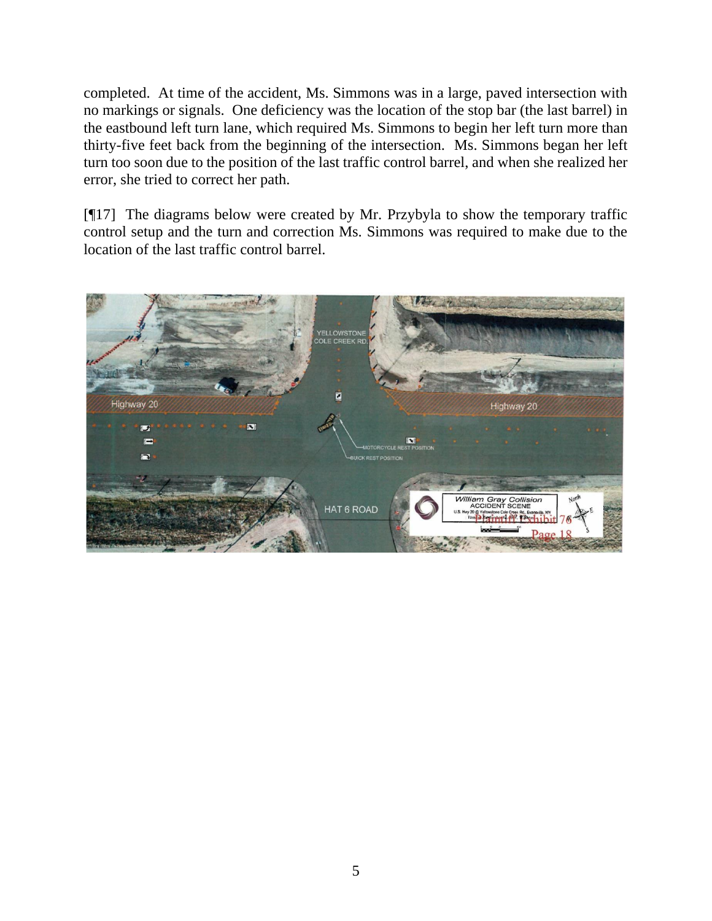completed. At time of the accident, Ms. Simmons was in a large, paved intersection with no markings or signals. One deficiency was the location of the stop bar (the last barrel) in the eastbound left turn lane, which required Ms. Simmons to begin her left turn more than thirty-five feet back from the beginning of the intersection. Ms. Simmons began her left turn too soon due to the position of the last traffic control barrel, and when she realized her error, she tried to correct her path.

[¶17] The diagrams below were created by Mr. Przybyla to show the temporary traffic control setup and the turn and correction Ms. Simmons was required to make due to the location of the last traffic control barrel.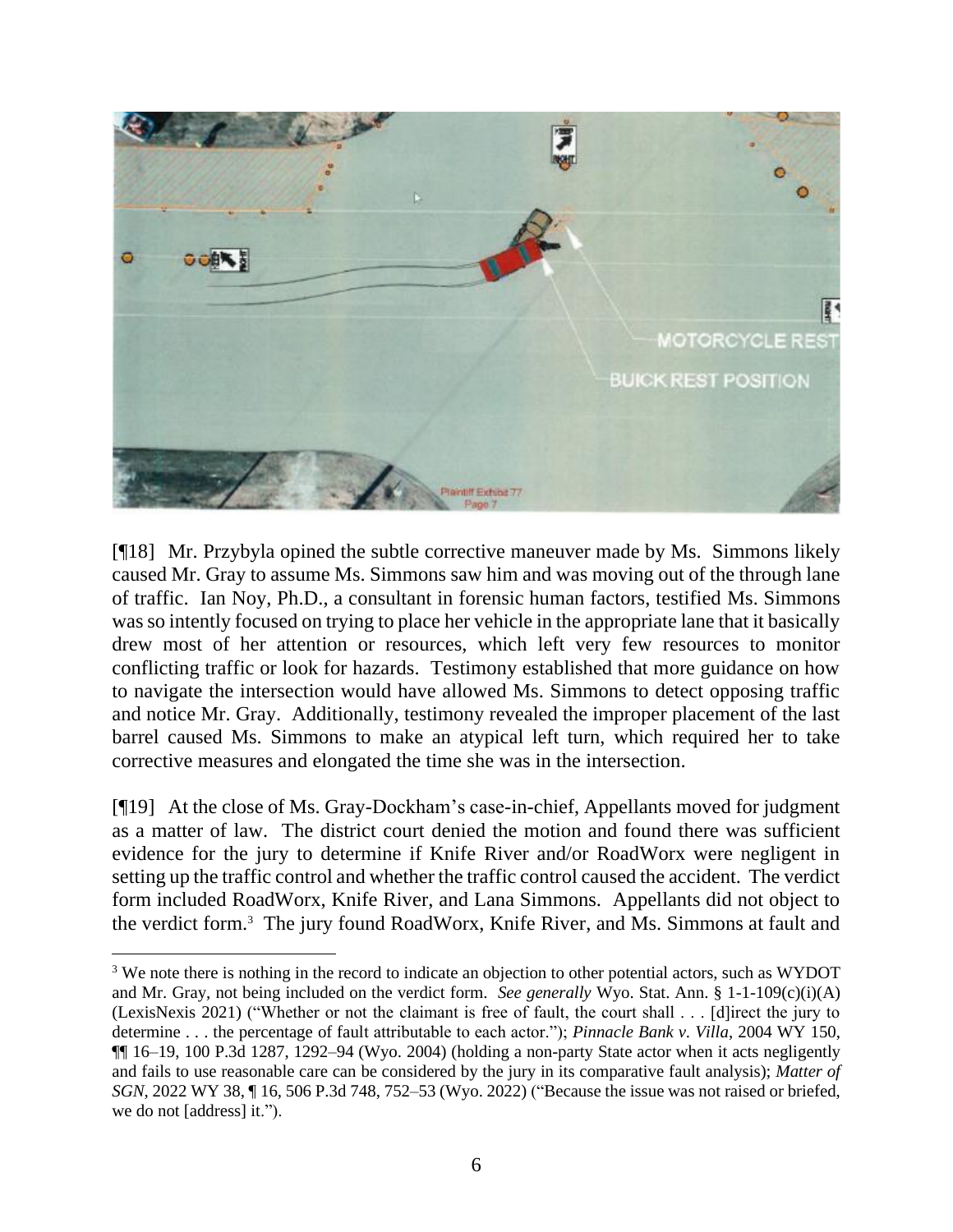[¶18] Mr. Przybyla opined the subtle corrective maneuver made by Ms. Simmons likely caused Mr. Gray to assume Ms. Simmons saw him and was moving out of the through lane of traffic. Ian Noy, Ph.D., a consultant in forensic human factors, testified Ms. Simmons was so intently focused on trying to place her vehicle in the appropriate lane that it basically drew most of her attention or resources, which left very few resources to monitor conflicting traffic or look for hazards. Testimony established that more guidance on how to navigate the intersection would have allowed Ms. Simmons to detect opposing traffic and notice Mr. Gray. Additionally, testimony revealed the improper placement of the last barrel caused Ms. Simmons to make an atypical left turn, which required her to take corrective measures and elongated the time she was in the intersection.

[¶19] At the close of Ms. Gray-Dockham's case-in-chief, Appellants moved for judgment as a matter of law. The district court denied the motion and found there was sufficient evidence for the jury to determine if Knife River and/or RoadWorx were negligent in setting up the traffic control and whether the traffic control caused the accident. The verdict form included RoadWorx, Knife River, and Lana Simmons. Appellants did not object to the verdict form.[3] The jury found RoadWorx, Knife River, and Ms. Simmons at fault and

[3] We note there is nothing in the record to indicate an objection to other potential actors, such as WYDOT and Mr. Gray, not being included on the verdict form. *See generally* Wyo. Stat. Ann. § 1-1-109(c)(i)(A) (LexisNexis 2021) ("Whether or not the claimant is free of fault, the court shall . . . [d]irect the jury to determine . . . the percentage of fault attributable to each actor."); *Pinnacle Bank v. Villa*, 2004 WY 150, ¶¶ 16–19, 100 P.3d 1287, 1292–94 (Wyo. 2004) (holding a non-party State actor when it acts negligently and fails to use reasonable care can be considered by the jury in its comparative fault analysis); *Matter of SGN*, 2022 WY 38, ¶ 16, 506 P.3d 748, 752–53 (Wyo. 2022) ("Because the issue was not raised or briefed, we do not [address] it.").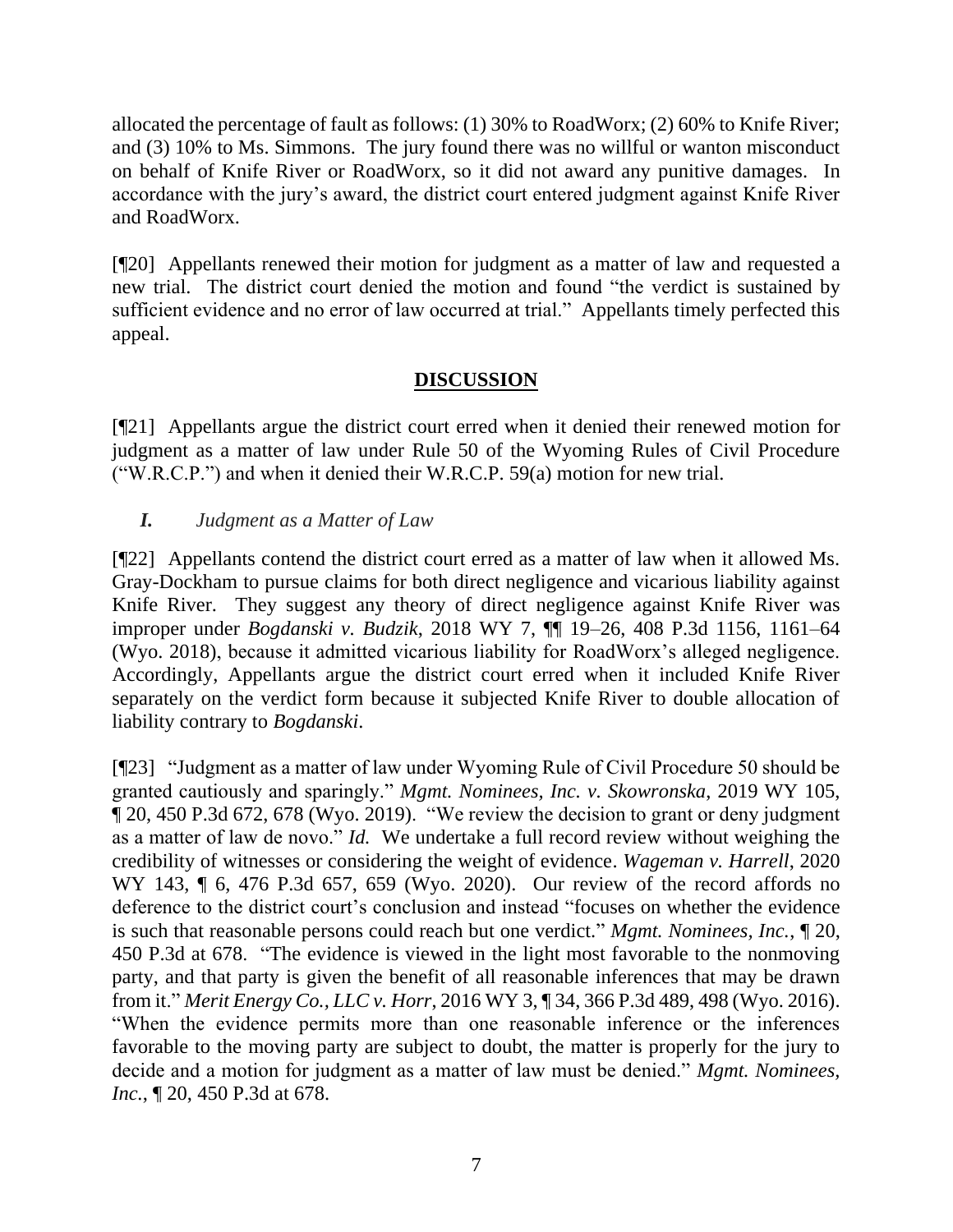allocated the percentage of fault as follows: (1) 30% to RoadWorx; (2) 60% to Knife River; and (3) 10% to Ms. Simmons. The jury found there was no willful or wanton misconduct on behalf of Knife River or RoadWorx, so it did not award any punitive damages. In accordance with the jury's award, the district court entered judgment against Knife River and RoadWorx.

[¶20] Appellants renewed their motion for judgment as a matter of law and requested a new trial. The district court denied the motion and found "the verdict is sustained by sufficient evidence and no error of law occurred at trial." Appellants timely perfected this appeal.

## DISCUSSION

[¶21] Appellants argue the district court erred when it denied their renewed motion for judgment as a matter of law under Rule 50 of the Wyoming Rules of Civil Procedure ("W.R.C.P.") and when it denied their W.R.C.P. 59(a) motion for new trial.

### *I. Judgment as a Matter of Law*

[¶22] Appellants contend the district court erred as a matter of law when it allowed Ms. Gray-Dockham to pursue claims for both direct negligence and vicarious liability against Knife River. They suggest any theory of direct negligence against Knife River was improper under *Bogdanski v. Budzik*, 2018 WY 7, ¶¶ 19–26, 408 P.3d 1156, 1161–64 (Wyo. 2018), because it admitted vicarious liability for RoadWorx's alleged negligence. Accordingly, Appellants argue the district court erred when it included Knife River separately on the verdict form because it subjected Knife River to double allocation of liability contrary to *Bogdanski*.

[¶23] "Judgment as a matter of law under Wyoming Rule of Civil Procedure 50 should be granted cautiously and sparingly." *Mgmt. Nominees, Inc. v. Skowronska*, 2019 WY 105, ¶ 20, 450 P.3d 672, 678 (Wyo. 2019). "We review the decision to grant or deny judgment as a matter of law de novo." *Id.* We undertake a full record review without weighing the credibility of witnesses or considering the weight of evidence. *Wageman v. Harrell*, 2020 WY 143, ¶ 6, 476 P.3d 657, 659 (Wyo. 2020). Our review of the record affords no deference to the district court's conclusion and instead "focuses on whether the evidence is such that reasonable persons could reach but one verdict." *Mgmt. Nominees, Inc.*, ¶ 20, 450 P.3d at 678. "The evidence is viewed in the light most favorable to the nonmoving party, and that party is given the benefit of all reasonable inferences that may be drawn from it." *Merit Energy Co., LLC v. Horr*, 2016 WY 3, ¶ 34, 366 P.3d 489, 498 (Wyo. 2016). "When the evidence permits more than one reasonable inference or the inferences favorable to the moving party are subject to doubt, the matter is properly for the jury to decide and a motion for judgment as a matter of law must be denied." *Mgmt. Nominees, Inc.*, ¶ 20, 450 P.3d at 678.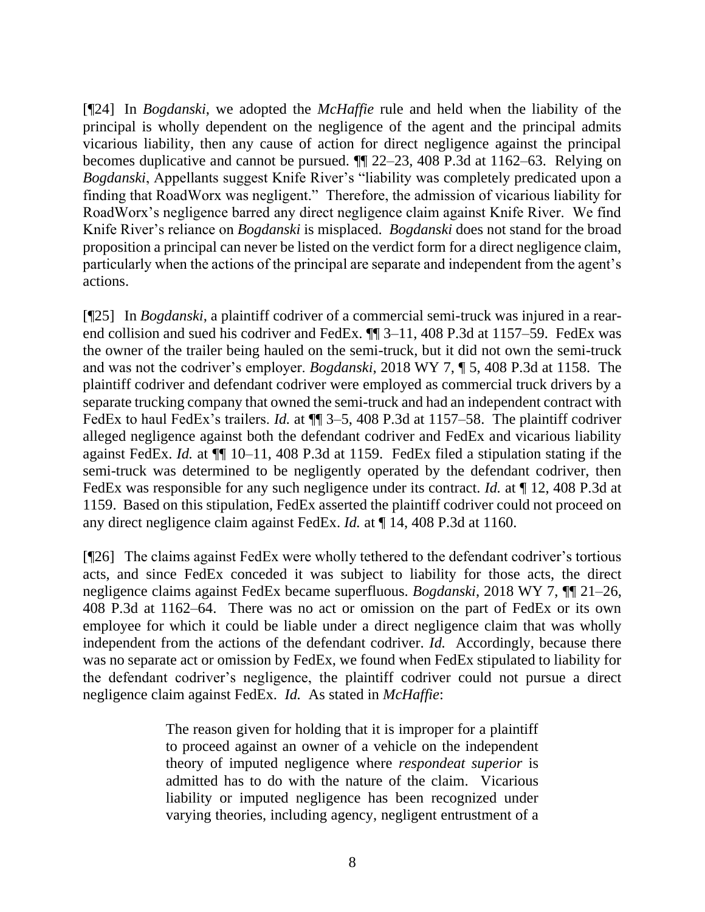[¶24] In *Bogdanski*, we adopted the *McHaffie* rule and held when the liability of the principal is wholly dependent on the negligence of the agent and the principal admits vicarious liability, then any cause of action for direct negligence against the principal becomes duplicative and cannot be pursued. ¶¶ 22–23, 408 P.3d at 1162–63. Relying on *Bogdanski*, Appellants suggest Knife River's "liability was completely predicated upon a finding that RoadWorx was negligent." Therefore, the admission of vicarious liability for RoadWorx's negligence barred any direct negligence claim against Knife River. We find Knife River's reliance on *Bogdanski* is misplaced. *Bogdanski* does not stand for the broad proposition a principal can never be listed on the verdict form for a direct negligence claim, particularly when the actions of the principal are separate and independent from the agent's actions.

[¶25] In *Bogdanski*, a plaintiff codriver of a commercial semi-truck was injured in a rear-end collision and sued his codriver and FedEx. ¶¶ 3–11, 408 P.3d at 1157–59. FedEx was the owner of the trailer being hauled on the semi-truck, but it did not own the semi-truck and was not the codriver's employer. *Bogdanski*, 2018 WY 7, ¶ 5, 408 P.3d at 1158. The plaintiff codriver and defendant codriver were employed as commercial truck drivers by a separate trucking company that owned the semi-truck and had an independent contract with FedEx to haul FedEx's trailers. *Id.* at ¶¶ 3–5, 408 P.3d at 1157–58. The plaintiff codriver alleged negligence against both the defendant codriver and FedEx and vicarious liability against FedEx. *Id.* at ¶¶ 10–11, 408 P.3d at 1159. FedEx filed a stipulation stating if the semi-truck was determined to be negligently operated by the defendant codriver, then FedEx was responsible for any such negligence under its contract. *Id.* at ¶ 12, 408 P.3d at 1159. Based on this stipulation, FedEx asserted the plaintiff codriver could not proceed on any direct negligence claim against FedEx. *Id.* at ¶ 14, 408 P.3d at 1160.

[¶26] The claims against FedEx were wholly tethered to the defendant codriver's tortious acts, and since FedEx conceded it was subject to liability for those acts, the direct negligence claims against FedEx became superfluous. *Bogdanski*, 2018 WY 7, ¶¶ 21–26, 408 P.3d at 1162–64. There was no act or omission on the part of FedEx or its own employee for which it could be liable under a direct negligence claim that was wholly independent from the actions of the defendant codriver. *Id.* Accordingly, because there was no separate act or omission by FedEx, we found when FedEx stipulated to liability for the defendant codriver's negligence, the plaintiff codriver could not pursue a direct negligence claim against FedEx. *Id.* As stated in *McHaffie*:

> The reason given for holding that it is improper for a plaintiff to proceed against an owner of a vehicle on the independent theory of imputed negligence where *respondeat superior* is admitted has to do with the nature of the claim. Vicarious liability or imputed negligence has been recognized under varying theories, including agency, negligent entrustment of a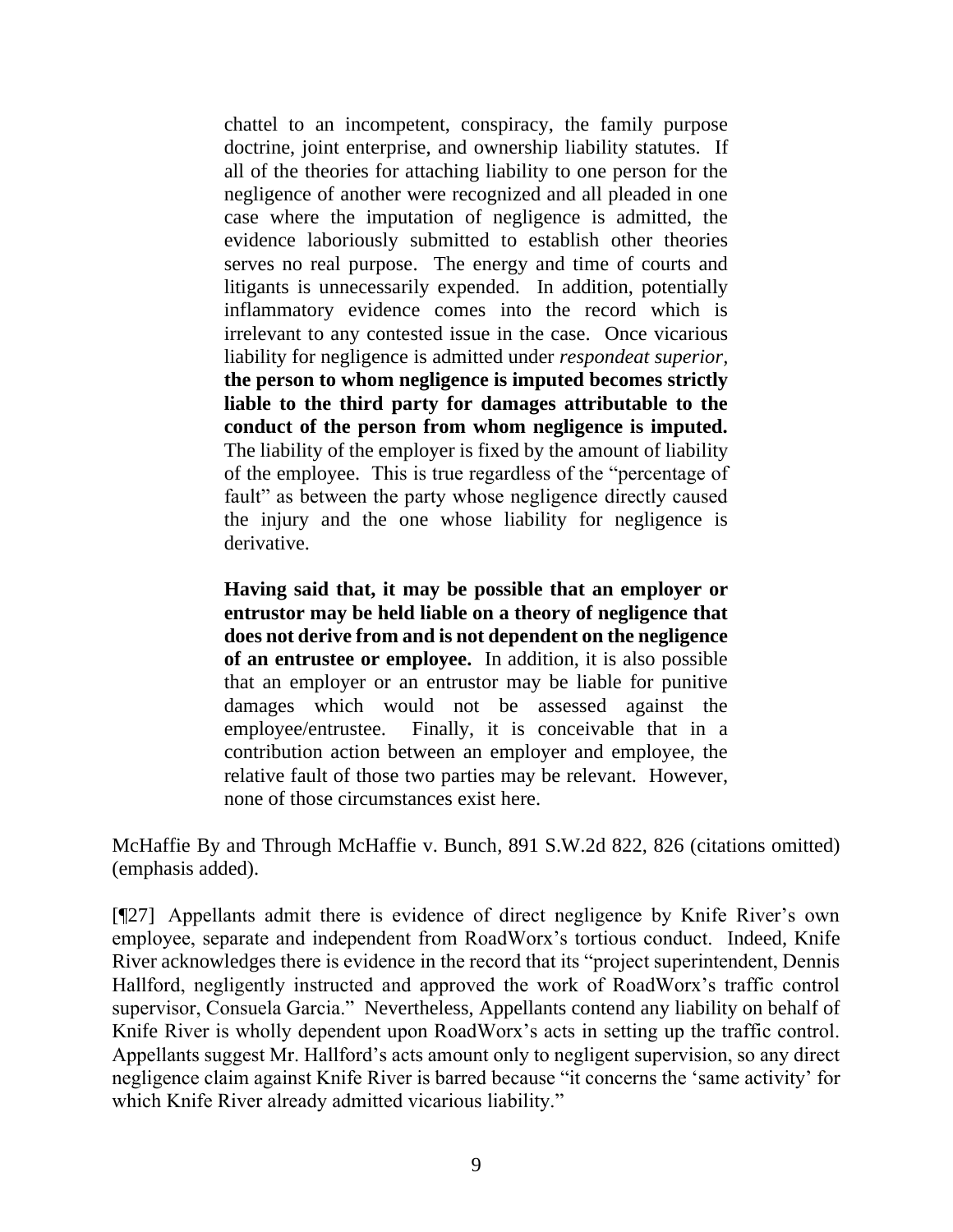> chattel to an incompetent, conspiracy, the family purpose doctrine, joint enterprise, and ownership liability statutes. If all of the theories for attaching liability to one person for the negligence of another were recognized and all pleaded in one case where the imputation of negligence is admitted, the evidence laboriously submitted to establish other theories serves no real purpose. The energy and time of courts and litigants is unnecessarily expended. In addition, potentially inflammatory evidence comes into the record which is irrelevant to any contested issue in the case. Once vicarious liability for negligence is admitted under *respondeat superior*, **the person to whom negligence is imputed becomes strictly liable to the third party for damages attributable to the conduct of the person from whom negligence is imputed.** The liability of the employer is fixed by the amount of liability of the employee. This is true regardless of the "percentage of fault" as between the party whose negligence directly caused the injury and the one whose liability for negligence is derivative.
>
> **Having said that, it may be possible that an employer or entrustor may be held liable on a theory of negligence that does not derive from and is not dependent on the negligence of an entrustee or employee.** In addition, it is also possible that an employer or an entrustor may be liable for punitive damages which would not be assessed against the employee/entrustee. Finally, it is conceivable that in a contribution action between an employer and employee, the relative fault of those two parties may be relevant. However, none of those circumstances exist here.

McHaffie By and Through McHaffie v. Bunch, 891 S.W.2d 822, 826 (citations omitted) (emphasis added).

[¶27] Appellants admit there is evidence of direct negligence by Knife River's own employee, separate and independent from RoadWorx's tortious conduct. Indeed, Knife River acknowledges there is evidence in the record that its "project superintendent, Dennis Hallford, negligently instructed and approved the work of RoadWorx's traffic control supervisor, Consuela Garcia." Nevertheless, Appellants contend any liability on behalf of Knife River is wholly dependent upon RoadWorx's acts in setting up the traffic control. Appellants suggest Mr. Hallford's acts amount only to negligent supervision, so any direct negligence claim against Knife River is barred because "it concerns the 'same activity' for which Knife River already admitted vicarious liability."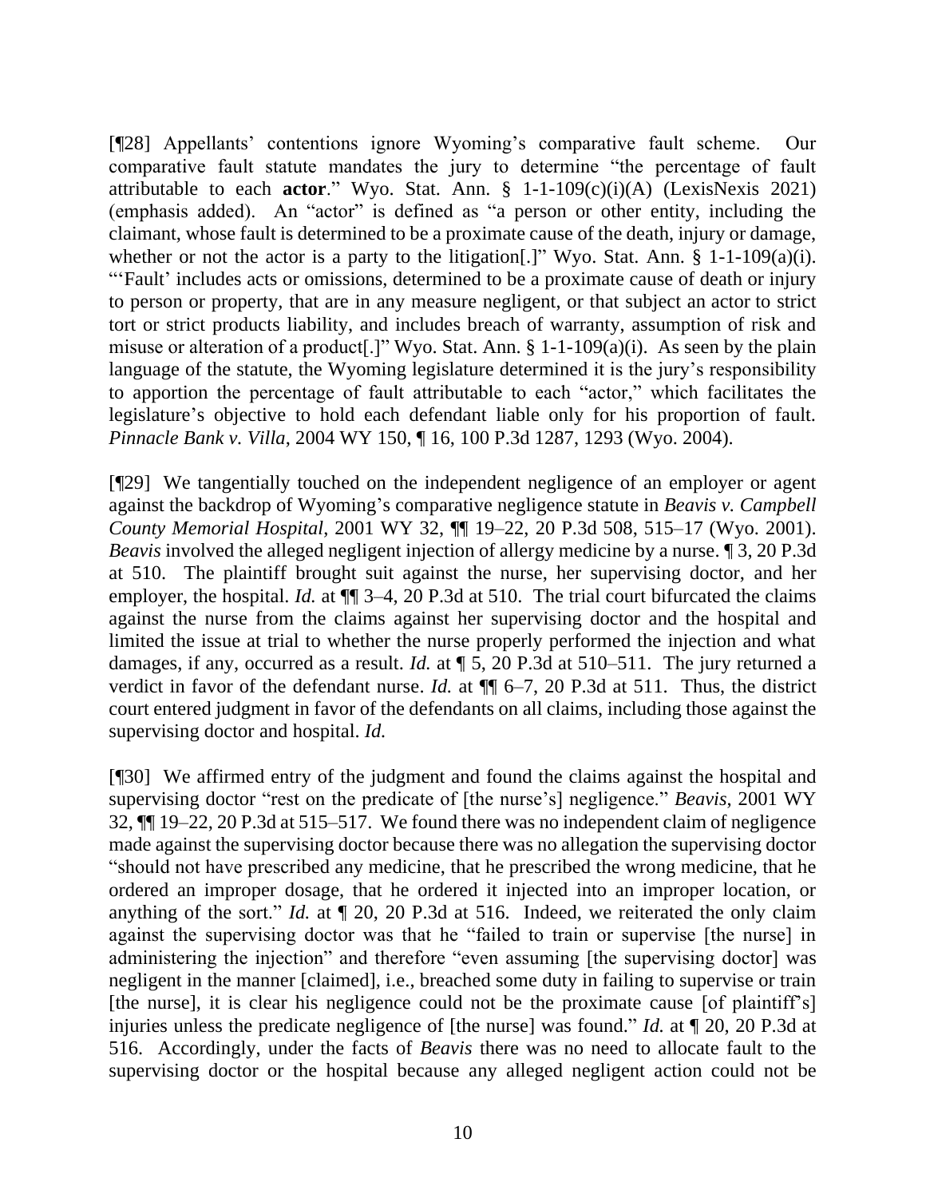[¶28] Appellants' contentions ignore Wyoming's comparative fault scheme. Our comparative fault statute mandates the jury to determine "the percentage of fault attributable to each **actor**." Wyo. Stat. Ann. § 1-1-109(c)(i)(A) (LexisNexis 2021) (emphasis added). An "actor" is defined as "a person or other entity, including the claimant, whose fault is determined to be a proximate cause of the death, injury or damage, whether or not the actor is a party to the litigation[.]" Wyo. Stat. Ann. § 1-1-109(a)(i). "'Fault' includes acts or omissions, determined to be a proximate cause of death or injury to person or property, that are in any measure negligent, or that subject an actor to strict tort or strict products liability, and includes breach of warranty, assumption of risk and misuse or alteration of a product[.]" Wyo. Stat. Ann. § 1-1-109(a)(i). As seen by the plain language of the statute, the Wyoming legislature determined it is the jury's responsibility to apportion the percentage of fault attributable to each "actor," which facilitates the legislature's objective to hold each defendant liable only for his proportion of fault. *Pinnacle Bank v. Villa*, 2004 WY 150, ¶ 16, 100 P.3d 1287, 1293 (Wyo. 2004).

[¶29] We tangentially touched on the independent negligence of an employer or agent against the backdrop of Wyoming's comparative negligence statute in *Beavis v. Campbell County Memorial Hospital*, 2001 WY 32, ¶¶ 19–22, 20 P.3d 508, 515–17 (Wyo. 2001). *Beavis* involved the alleged negligent injection of allergy medicine by a nurse. ¶ 3, 20 P.3d at 510. The plaintiff brought suit against the nurse, her supervising doctor, and her employer, the hospital. *Id.* at ¶¶ 3–4, 20 P.3d at 510. The trial court bifurcated the claims against the nurse from the claims against her supervising doctor and the hospital and limited the issue at trial to whether the nurse properly performed the injection and what damages, if any, occurred as a result. *Id.* at ¶ 5, 20 P.3d at 510–511. The jury returned a verdict in favor of the defendant nurse. *Id.* at ¶¶ 6–7, 20 P.3d at 511. Thus, the district court entered judgment in favor of the defendants on all claims, including those against the supervising doctor and hospital. *Id.*

[¶30] We affirmed entry of the judgment and found the claims against the hospital and supervising doctor "rest on the predicate of [the nurse's] negligence." *Beavis*, 2001 WY 32, ¶¶ 19–22, 20 P.3d at 515–517. We found there was no independent claim of negligence made against the supervising doctor because there was no allegation the supervising doctor "should not have prescribed any medicine, that he prescribed the wrong medicine, that he ordered an improper dosage, that he ordered it injected into an improper location, or anything of the sort." *Id.* at ¶ 20, 20 P.3d at 516. Indeed, we reiterated the only claim against the supervising doctor was that he "failed to train or supervise [the nurse] in administering the injection" and therefore "even assuming [the supervising doctor] was negligent in the manner [claimed], i.e., breached some duty in failing to supervise or train [the nurse], it is clear his negligence could not be the proximate cause [of plaintiff's] injuries unless the predicate negligence of [the nurse] was found." *Id.* at ¶ 20, 20 P.3d at 516. Accordingly, under the facts of *Beavis* there was no need to allocate fault to the supervising doctor or the hospital because any alleged negligent action could not be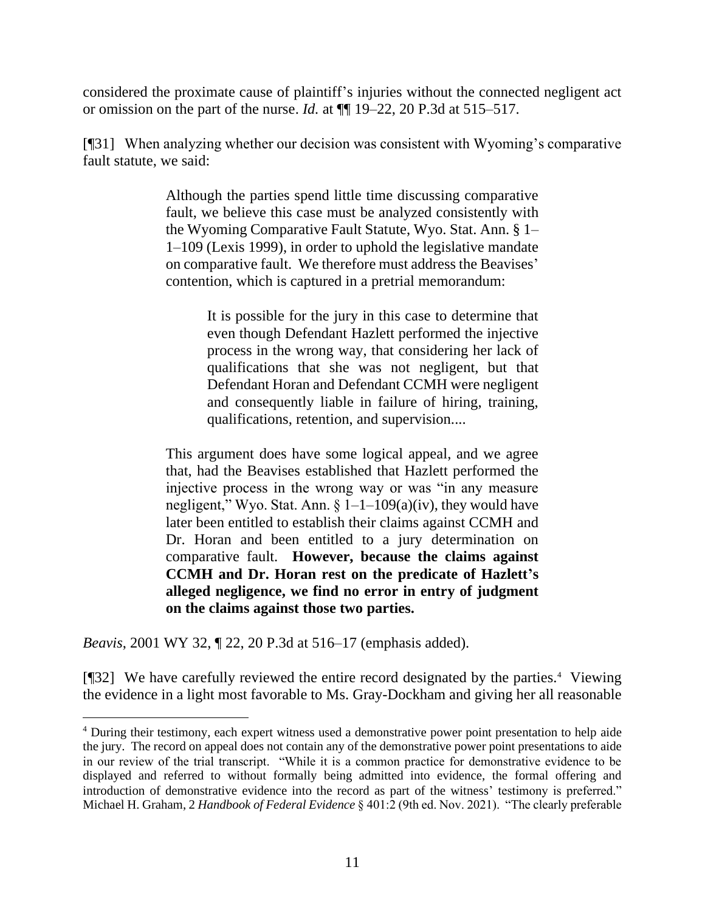considered the proximate cause of plaintiff's injuries without the connected negligent act or omission on the part of the nurse. *Id.* at ¶¶ 19–22, 20 P.3d at 515–517.

[¶31] When analyzing whether our decision was consistent with Wyoming's comparative fault statute, we said:

> Although the parties spend little time discussing comparative fault, we believe this case must be analyzed consistently with the Wyoming Comparative Fault Statute, Wyo. Stat. Ann. § 1–1–109 (Lexis 1999), in order to uphold the legislative mandate on comparative fault. We therefore must address the Beavises' contention, which is captured in a pretrial memorandum:
>
> > It is possible for the jury in this case to determine that even though Defendant Hazlett performed the injective process in the wrong way, that considering her lack of qualifications that she was not negligent, but that Defendant Horan and Defendant CCMH were negligent and consequently liable in failure of hiring, training, qualifications, retention, and supervision....
>
> This argument does have some logical appeal, and we agree that, had the Beavises established that Hazlett performed the injective process in the wrong way or was "in any measure negligent," Wyo. Stat. Ann. § 1–1–109(a)(iv), they would have later been entitled to establish their claims against CCMH and Dr. Horan and been entitled to a jury determination on comparative fault. **However, because the claims against CCMH and Dr. Horan rest on the predicate of Hazlett's alleged negligence, we find no error in entry of judgment on the claims against those two parties.**

*Beavis*, 2001 WY 32, ¶ 22, 20 P.3d at 516–17 (emphasis added).

[¶32] We have carefully reviewed the entire record designated by the parties.[4] Viewing the evidence in a light most favorable to Ms. Gray-Dockham and giving her all reasonable

[4] During their testimony, each expert witness used a demonstrative power point presentation to help aide the jury. The record on appeal does not contain any of the demonstrative power point presentations to aide in our review of the trial transcript. "While it is a common practice for demonstrative evidence to be displayed and referred to without formally being admitted into evidence, the formal offering and introduction of demonstrative evidence into the record as part of the witness' testimony is preferred." Michael H. Graham, 2 *Handbook of Federal Evidence* § 401:2 (9th ed. Nov. 2021). "The clearly preferable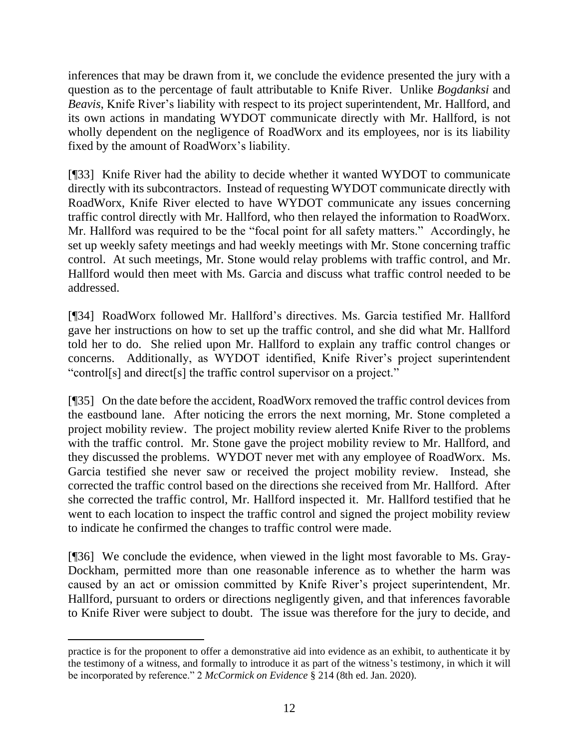inferences that may be drawn from it, we conclude the evidence presented the jury with a question as to the percentage of fault attributable to Knife River. Unlike *Bogdanksi* and *Beavis*, Knife River's liability with respect to its project superintendent, Mr. Hallford, and its own actions in mandating WYDOT communicate directly with Mr. Hallford, is not wholly dependent on the negligence of RoadWorx and its employees, nor is its liability fixed by the amount of RoadWorx's liability.

[¶33] Knife River had the ability to decide whether it wanted WYDOT to communicate directly with its subcontractors. Instead of requesting WYDOT communicate directly with RoadWorx, Knife River elected to have WYDOT communicate any issues concerning traffic control directly with Mr. Hallford, who then relayed the information to RoadWorx. Mr. Hallford was required to be the "focal point for all safety matters." Accordingly, he set up weekly safety meetings and had weekly meetings with Mr. Stone concerning traffic control. At such meetings, Mr. Stone would relay problems with traffic control, and Mr. Hallford would then meet with Ms. Garcia and discuss what traffic control needed to be addressed.

[¶34] RoadWorx followed Mr. Hallford's directives. Ms. Garcia testified Mr. Hallford gave her instructions on how to set up the traffic control, and she did what Mr. Hallford told her to do. She relied upon Mr. Hallford to explain any traffic control changes or concerns. Additionally, as WYDOT identified, Knife River's project superintendent "control[s] and direct[s] the traffic control supervisor on a project."

[¶35] On the date before the accident, RoadWorx removed the traffic control devices from the eastbound lane. After noticing the errors the next morning, Mr. Stone completed a project mobility review. The project mobility review alerted Knife River to the problems with the traffic control. Mr. Stone gave the project mobility review to Mr. Hallford, and they discussed the problems. WYDOT never met with any employee of RoadWorx. Ms. Garcia testified she never saw or received the project mobility review. Instead, she corrected the traffic control based on the directions she received from Mr. Hallford. After she corrected the traffic control, Mr. Hallford inspected it. Mr. Hallford testified that he went to each location to inspect the traffic control and signed the project mobility review to indicate he confirmed the changes to traffic control were made.

[¶36] We conclude the evidence, when viewed in the light most favorable to Ms. Gray-Dockham, permitted more than one reasonable inference as to whether the harm was caused by an act or omission committed by Knife River's project superintendent, Mr. Hallford, pursuant to orders or directions negligently given, and that inferences favorable to Knife River were subject to doubt. The issue was therefore for the jury to decide, and

---

practice is for the proponent to offer a demonstrative aid into evidence as an exhibit, to authenticate it by the testimony of a witness, and formally to introduce it as part of the witness's testimony, in which it will be incorporated by reference." 2 *McCormick on Evidence* § 214 (8th ed. Jan. 2020).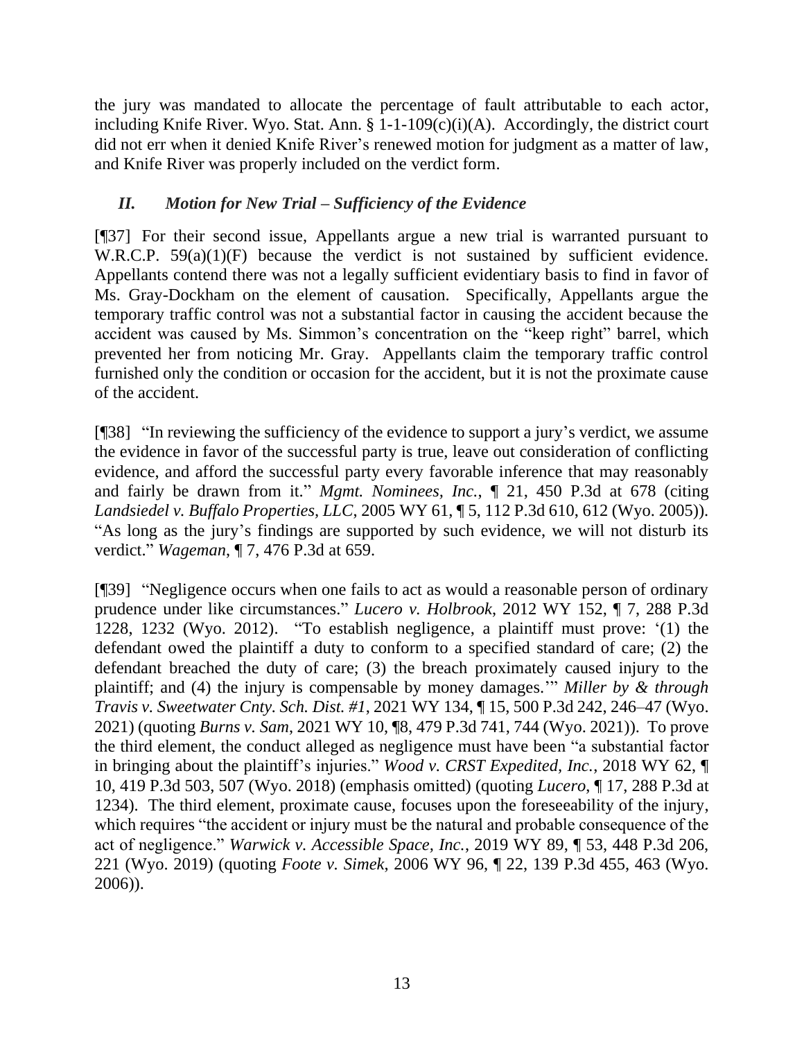the jury was mandated to allocate the percentage of fault attributable to each actor, including Knife River. Wyo. Stat. Ann. § 1-1-109(c)(i)(A). Accordingly, the district court did not err when it denied Knife River's renewed motion for judgment as a matter of law, and Knife River was properly included on the verdict form.

### *II. Motion for New Trial – Sufficiency of the Evidence*

[¶37] For their second issue, Appellants argue a new trial is warranted pursuant to W.R.C.P. 59(a)(1)(F) because the verdict is not sustained by sufficient evidence. Appellants contend there was not a legally sufficient evidentiary basis to find in favor of Ms. Gray-Dockham on the element of causation. Specifically, Appellants argue the temporary traffic control was not a substantial factor in causing the accident because the accident was caused by Ms. Simmon's concentration on the "keep right" barrel, which prevented her from noticing Mr. Gray. Appellants claim the temporary traffic control furnished only the condition or occasion for the accident, but it is not the proximate cause of the accident.

[¶38] "In reviewing the sufficiency of the evidence to support a jury's verdict, we assume the evidence in favor of the successful party is true, leave out consideration of conflicting evidence, and afford the successful party every favorable inference that may reasonably and fairly be drawn from it." *Mgmt. Nominees, Inc.*, ¶ 21, 450 P.3d at 678 (citing *Landsiedel v. Buffalo Properties, LLC*, 2005 WY 61, ¶ 5, 112 P.3d 610, 612 (Wyo. 2005)). "As long as the jury's findings are supported by such evidence, we will not disturb its verdict." *Wageman*, ¶ 7, 476 P.3d at 659.

[¶39] "Negligence occurs when one fails to act as would a reasonable person of ordinary prudence under like circumstances." *Lucero v. Holbrook*, 2012 WY 152, ¶ 7, 288 P.3d 1228, 1232 (Wyo. 2012). "To establish negligence, a plaintiff must prove: '(1) the defendant owed the plaintiff a duty to conform to a specified standard of care; (2) the defendant breached the duty of care; (3) the breach proximately caused injury to the plaintiff; and (4) the injury is compensable by money damages.'" *Miller by & through Travis v. Sweetwater Cnty. Sch. Dist. #1*, 2021 WY 134, ¶ 15, 500 P.3d 242, 246–47 (Wyo. 2021) (quoting *Burns v. Sam*, 2021 WY 10, ¶8, 479 P.3d 741, 744 (Wyo. 2021)). To prove the third element, the conduct alleged as negligence must have been "a substantial factor in bringing about the plaintiff's injuries." *Wood v. CRST Expedited, Inc.*, 2018 WY 62, ¶ 10, 419 P.3d 503, 507 (Wyo. 2018) (emphasis omitted) (quoting *Lucero*, ¶ 17, 288 P.3d at 1234). The third element, proximate cause, focuses upon the foreseeability of the injury, which requires "the accident or injury must be the natural and probable consequence of the act of negligence." *Warwick v. Accessible Space, Inc.*, 2019 WY 89, ¶ 53, 448 P.3d 206, 221 (Wyo. 2019) (quoting *Foote v. Simek*, 2006 WY 96, ¶ 22, 139 P.3d 455, 463 (Wyo. 2006)).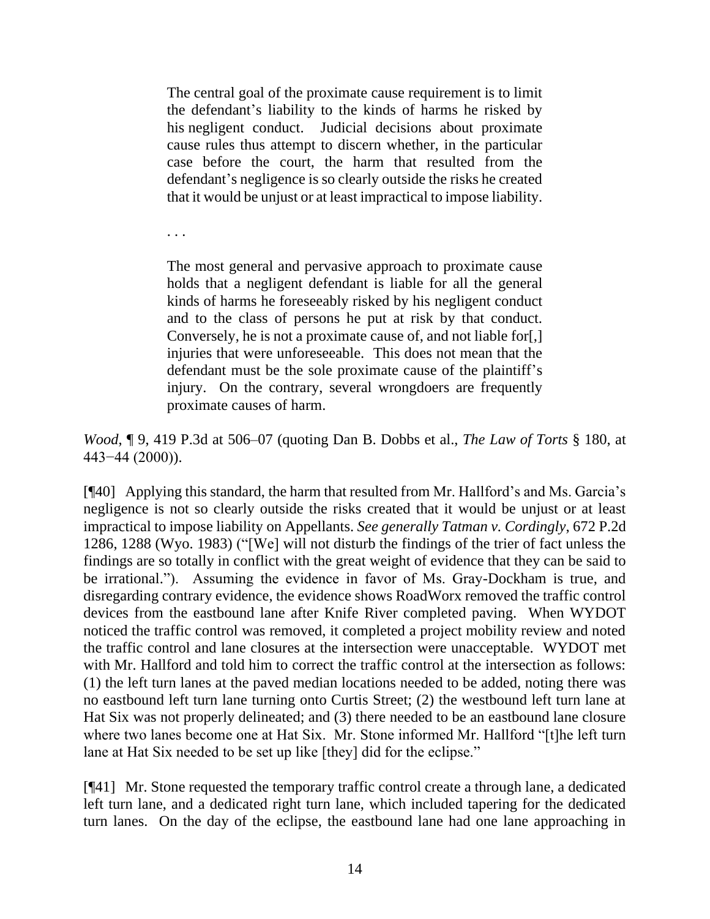> The central goal of the proximate cause requirement is to limit the defendant's liability to the kinds of harms he risked by his negligent conduct. Judicial decisions about proximate cause rules thus attempt to discern whether, in the particular case before the court, the harm that resulted from the defendant's negligence is so clearly outside the risks he created that it would be unjust or at least impractical to impose liability.
>
> . . .
>
> The most general and pervasive approach to proximate cause holds that a negligent defendant is liable for all the general kinds of harms he foreseeably risked by his negligent conduct and to the class of persons he put at risk by that conduct. Conversely, he is not a proximate cause of, and not liable for[,] injuries that were unforeseeable. This does not mean that the defendant must be the sole proximate cause of the plaintiff's injury. On the contrary, several wrongdoers are frequently proximate causes of harm.

*Wood*, ¶ 9, 419 P.3d at 506–07 (quoting Dan B. Dobbs et al., *The Law of Torts* § 180, at 443−44 (2000)).

[¶40] Applying this standard, the harm that resulted from Mr. Hallford's and Ms. Garcia's negligence is not so clearly outside the risks created that it would be unjust or at least impractical to impose liability on Appellants. *See generally Tatman v. Cordingly*, 672 P.2d 1286, 1288 (Wyo. 1983) ("[We] will not disturb the findings of the trier of fact unless the findings are so totally in conflict with the great weight of evidence that they can be said to be irrational."). Assuming the evidence in favor of Ms. Gray-Dockham is true, and disregarding contrary evidence, the evidence shows RoadWorx removed the traffic control devices from the eastbound lane after Knife River completed paving. When WYDOT noticed the traffic control was removed, it completed a project mobility review and noted the traffic control and lane closures at the intersection were unacceptable. WYDOT met with Mr. Hallford and told him to correct the traffic control at the intersection as follows: (1) the left turn lanes at the paved median locations needed to be added, noting there was no eastbound left turn lane turning onto Curtis Street; (2) the westbound left turn lane at Hat Six was not properly delineated; and (3) there needed to be an eastbound lane closure where two lanes become one at Hat Six. Mr. Stone informed Mr. Hallford "[t]he left turn lane at Hat Six needed to be set up like [they] did for the eclipse."

[¶41] Mr. Stone requested the temporary traffic control create a through lane, a dedicated left turn lane, and a dedicated right turn lane, which included tapering for the dedicated turn lanes. On the day of the eclipse, the eastbound lane had one lane approaching in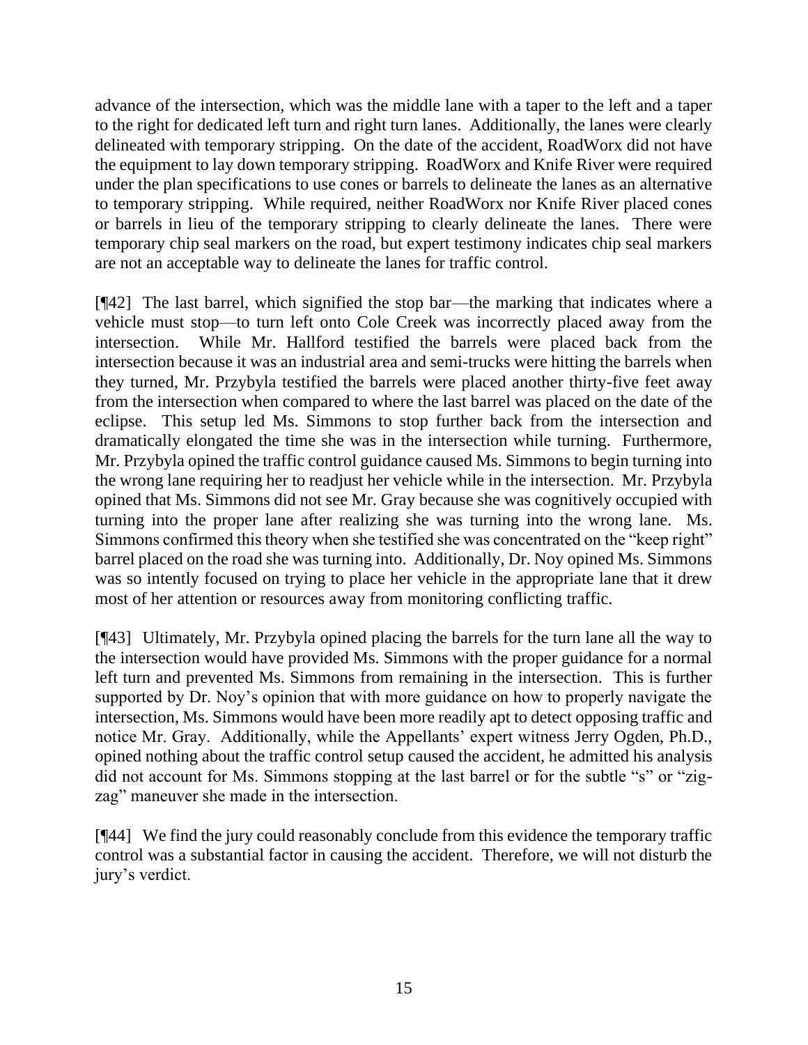advance of the intersection, which was the middle lane with a taper to the left and a taper to the right for dedicated left turn and right turn lanes. Additionally, the lanes were clearly delineated with temporary stripping. On the date of the accident, RoadWorx did not have the equipment to lay down temporary stripping. RoadWorx and Knife River were required under the plan specifications to use cones or barrels to delineate the lanes as an alternative to temporary stripping. While required, neither RoadWorx nor Knife River placed cones or barrels in lieu of the temporary stripping to clearly delineate the lanes. There were temporary chip seal markers on the road, but expert testimony indicates chip seal markers are not an acceptable way to delineate the lanes for traffic control.

[¶42] The last barrel, which signified the stop bar—the marking that indicates where a vehicle must stop—to turn left onto Cole Creek was incorrectly placed away from the intersection. While Mr. Hallford testified the barrels were placed back from the intersection because it was an industrial area and semi-trucks were hitting the barrels when they turned, Mr. Przybyla testified the barrels were placed another thirty-five feet away from the intersection when compared to where the last barrel was placed on the date of the eclipse. This setup led Ms. Simmons to stop further back from the intersection and dramatically elongated the time she was in the intersection while turning. Furthermore, Mr. Przybyla opined the traffic control guidance caused Ms. Simmons to begin turning into the wrong lane requiring her to readjust her vehicle while in the intersection. Mr. Przybyla opined that Ms. Simmons did not see Mr. Gray because she was cognitively occupied with turning into the proper lane after realizing she was turning into the wrong lane. Ms. Simmons confirmed this theory when she testified she was concentrated on the "keep right" barrel placed on the road she was turning into. Additionally, Dr. Noy opined Ms. Simmons was so intently focused on trying to place her vehicle in the appropriate lane that it drew most of her attention or resources away from monitoring conflicting traffic.

[¶43] Ultimately, Mr. Przybyla opined placing the barrels for the turn lane all the way to the intersection would have provided Ms. Simmons with the proper guidance for a normal left turn and prevented Ms. Simmons from remaining in the intersection. This is further supported by Dr. Noy's opinion that with more guidance on how to properly navigate the intersection, Ms. Simmons would have been more readily apt to detect opposing traffic and notice Mr. Gray. Additionally, while the Appellants' expert witness Jerry Ogden, Ph.D., opined nothing about the traffic control setup caused the accident, he admitted his analysis did not account for Ms. Simmons stopping at the last barrel or for the subtle "s" or "zig-zag" maneuver she made in the intersection.

[¶44] We find the jury could reasonably conclude from this evidence the temporary traffic control was a substantial factor in causing the accident. Therefore, we will not disturb the jury's verdict.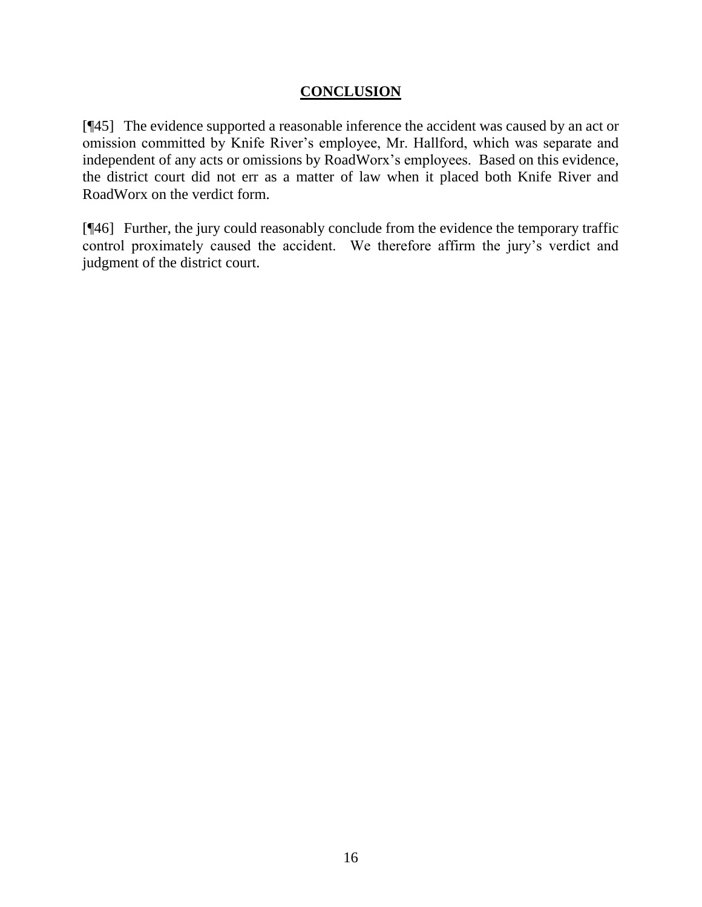## CONCLUSION

[¶45] The evidence supported a reasonable inference the accident was caused by an act or omission committed by Knife River's employee, Mr. Hallford, which was separate and independent of any acts or omissions by RoadWorx's employees. Based on this evidence, the district court did not err as a matter of law when it placed both Knife River and RoadWorx on the verdict form.

[¶46] Further, the jury could reasonably conclude from the evidence the temporary traffic control proximately caused the accident. We therefore affirm the jury's verdict and judgment of the district court.